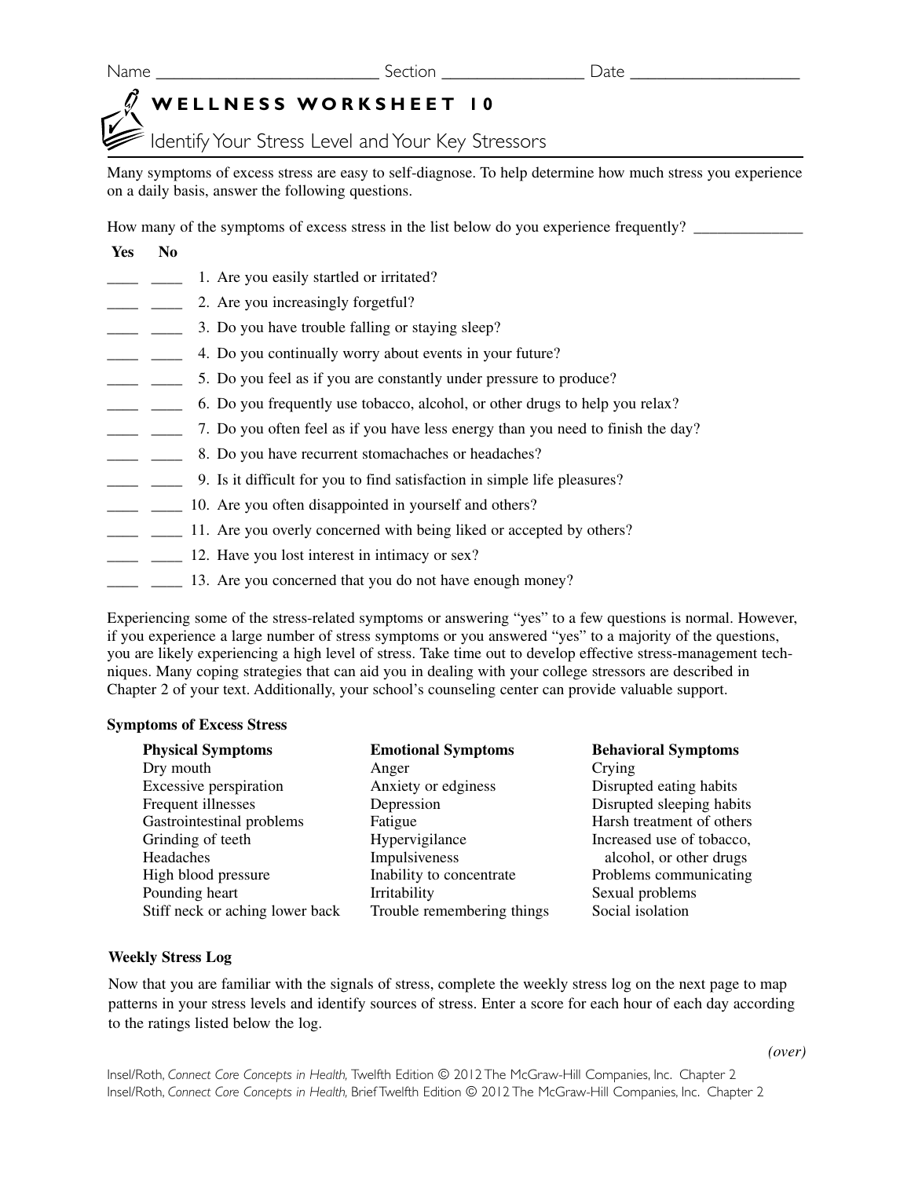Name ________________________ Section ______________ Date _________________

# WELLNESS WORKSHEET 10

## Identify Your Stress Level and Your Key Stressors

Many symptoms of excess stress are easy to self-diagnose. To help determine how much stress you experience on a daily basis, answer the following questions.

How many of the symptoms of excess stress in the list below do you experience frequently? ____________

| Yes | No | |
|---|---|---|
| ____ | ____ | 1. Are you easily startled or irritated? |
| ____ | ____ | 2. Are you increasingly forgetful? |
| ____ | ____ | 3. Do you have trouble falling or staying sleep? |
| ____ | ____ | 4. Do you continually worry about events in your future? |
| ____ | ____ | 5. Do you feel as if you are constantly under pressure to produce? |
| ____ | ____ | 6. Do you frequently use tobacco, alcohol, or other drugs to help you relax? |
| ____ | ____ | 7. Do you often feel as if you have less energy than you need to finish the day? |
| ____ | ____ | 8. Do you have recurrent stomachaches or headaches? |
| ____ | ____ | 9. Is it difficult for you to find satisfaction in simple life pleasures? |
| ____ | ____ | 10. Are you often disappointed in yourself and others? |
| ____ | ____ | 11. Are you overly concerned with being liked or accepted by others? |
| ____ | ____ | 12. Have you lost interest in intimacy or sex? |
| ____ | ____ | 13. Are you concerned that you do not have enough money? |

Experiencing some of the stress-related symptoms or answering "yes" to a few questions is normal. However, if you experience a large number of stress symptoms or you answered "yes" to a majority of the questions, you are likely experiencing a high level of stress. Take time out to develop effective stress-management techniques. Many coping strategies that can aid you in dealing with your college stressors are described in Chapter 2 of your text. Additionally, your school's counseling center can provide valuable support.

### Symptoms of Excess Stress

| Physical Symptoms | Emotional Symptoms | Behavioral Symptoms |
|---|---|---|
| Dry mouth | Anger | Crying |
| Excessive perspiration | Anxiety or edginess | Disrupted eating habits |
| Frequent illnesses | Depression | Disrupted sleeping habits |
| Gastrointestinal problems | Fatigue | Harsh treatment of others |
| Grinding of teeth | Hypervigilance | Increased use of tobacco, alcohol, or other drugs |
| Headaches | Impulsiveness | Problems communicating |
| High blood pressure | Inability to concentrate | Sexual problems |
| Pounding heart | Irritability | Social isolation |
| Stiff neck or aching lower back | Trouble remembering things | |

### Weekly Stress Log

Now that you are familiar with the signals of stress, complete the weekly stress log on the next page to map patterns in your stress levels and identify sources of stress. Enter a score for each hour of each day according to the ratings listed below the log.

*(over)*

Insel/Roth, *Connect Core Concepts in Health,* Twelfth Edition © 2012 The McGraw-Hill Companies, Inc. Chapter 2
Insel/Roth, *Connect Core Concepts in Health,* Brief Twelfth Edition © 2012 The McGraw-Hill Companies, Inc. Chapter 2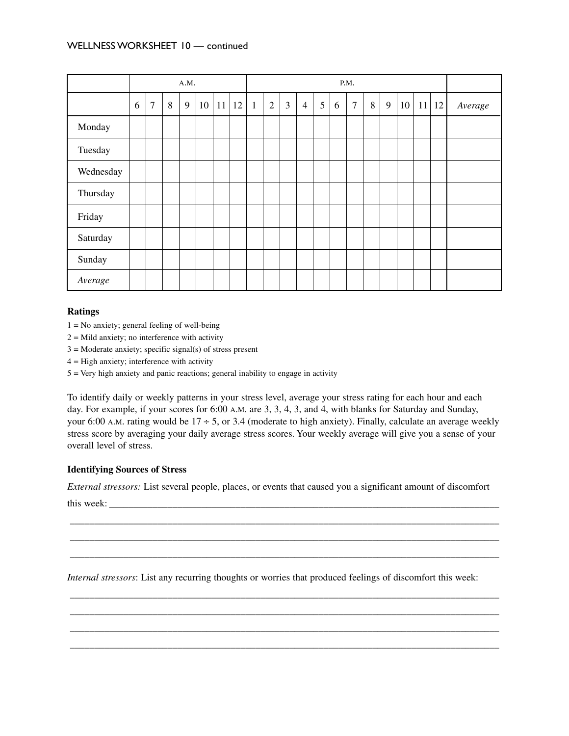WELLNESS WORKSHEET 10 — continued

| | A.M. | | | | | | | P.M. | | | | | | | | | | | | | |
|---|---|---|---|---|---|---|---|---|---|---|---|---|---|---|---|---|---|---|---|---|---|
| | 6 | 7 | 8 | 9 | 10 | 11 | 12 | 1 | 2 | 3 | 4 | 5 | 6 | 7 | 8 | 9 | 10 | 11 | 12 | *Average* |
| Monday | | | | | | | | | | | | | | | | | | | | |
| Tuesday | | | | | | | | | | | | | | | | | | | | |
| Wednesday | | | | | | | | | | | | | | | | | | | | |
| Thursday | | | | | | | | | | | | | | | | | | | | |
| Friday | | | | | | | | | | | | | | | | | | | | |
| Saturday | | | | | | | | | | | | | | | | | | | | |
| Sunday | | | | | | | | | | | | | | | | | | | | |
| *Average* | | | | | | | | | | | | | | | | | | | | |

**Ratings**

1 = No anxiety; general feeling of well-being
2 = Mild anxiety; no interference with activity
3 = Moderate anxiety; specific signal(s) of stress present
4 = High anxiety; interference with activity
5 = Very high anxiety and panic reactions; general inability to engage in activity

To identify daily or weekly patterns in your stress level, average your stress rating for each hour and each day. For example, if your scores for 6:00 A.M. are 3, 3, 4, 3, and 4, with blanks for Saturday and Sunday, your 6:00 A.M. rating would be $17 \div 5$, or 3.4 (moderate to high anxiety). Finally, calculate an average weekly stress score by averaging your daily average stress scores. Your weekly average will give you a sense of your overall level of stress.

**Identifying Sources of Stress**

*External stressors:* List several people, places, or events that caused you a significant amount of discomfort this week: ____________________________________________

____________________________________________

____________________________________________

____________________________________________

*Internal stressors*: List any recurring thoughts or worries that produced feelings of discomfort this week:

____________________________________________

____________________________________________

____________________________________________

____________________________________________